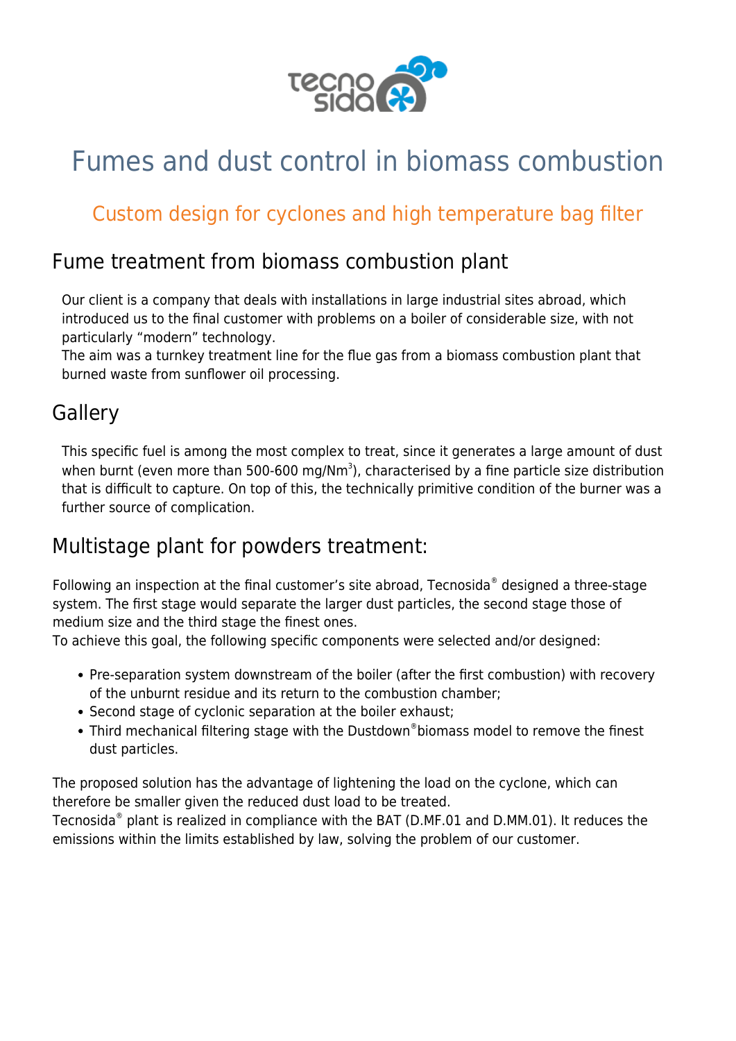# Fumes and dust control in biomass combustion

## Custom design for cyclones and high temperature bag filter

## Fume treatment from biomass combustion plant

Our client is a company that deals with installations in large industrial sites abroad, which introduced us to the final customer with problems on a boiler of considerable size, with not particularly "modern" technology.
The aim was a turnkey treatment line for the flue gas from a biomass combustion plant that burned waste from sunflower oil processing.

## Gallery

This specific fuel is among the most complex to treat, since it generates a large amount of dust when burnt (even more than 500-600 mg/Nm$^3$), characterised by a fine particle size distribution that is difficult to capture. On top of this, the technically primitive condition of the burner was a further source of complication.

## Multistage plant for powders treatment:

Following an inspection at the final customer's site abroad, Tecnosida® designed a three-stage system. The first stage would separate the larger dust particles, the second stage those of medium size and the third stage the finest ones.
To achieve this goal, the following specific components were selected and/or designed:

- Pre-separation system downstream of the boiler (after the first combustion) with recovery of the unburnt residue and its return to the combustion chamber;
- Second stage of cyclonic separation at the boiler exhaust;
- Third mechanical filtering stage with the Dustdown®biomass model to remove the finest dust particles.

The proposed solution has the advantage of lightening the load on the cyclone, which can therefore be smaller given the reduced dust load to be treated.
Tecnosida® plant is realized in compliance with the BAT (D.MF.01 and D.MM.01). It reduces the emissions within the limits established by law, solving the problem of our customer.